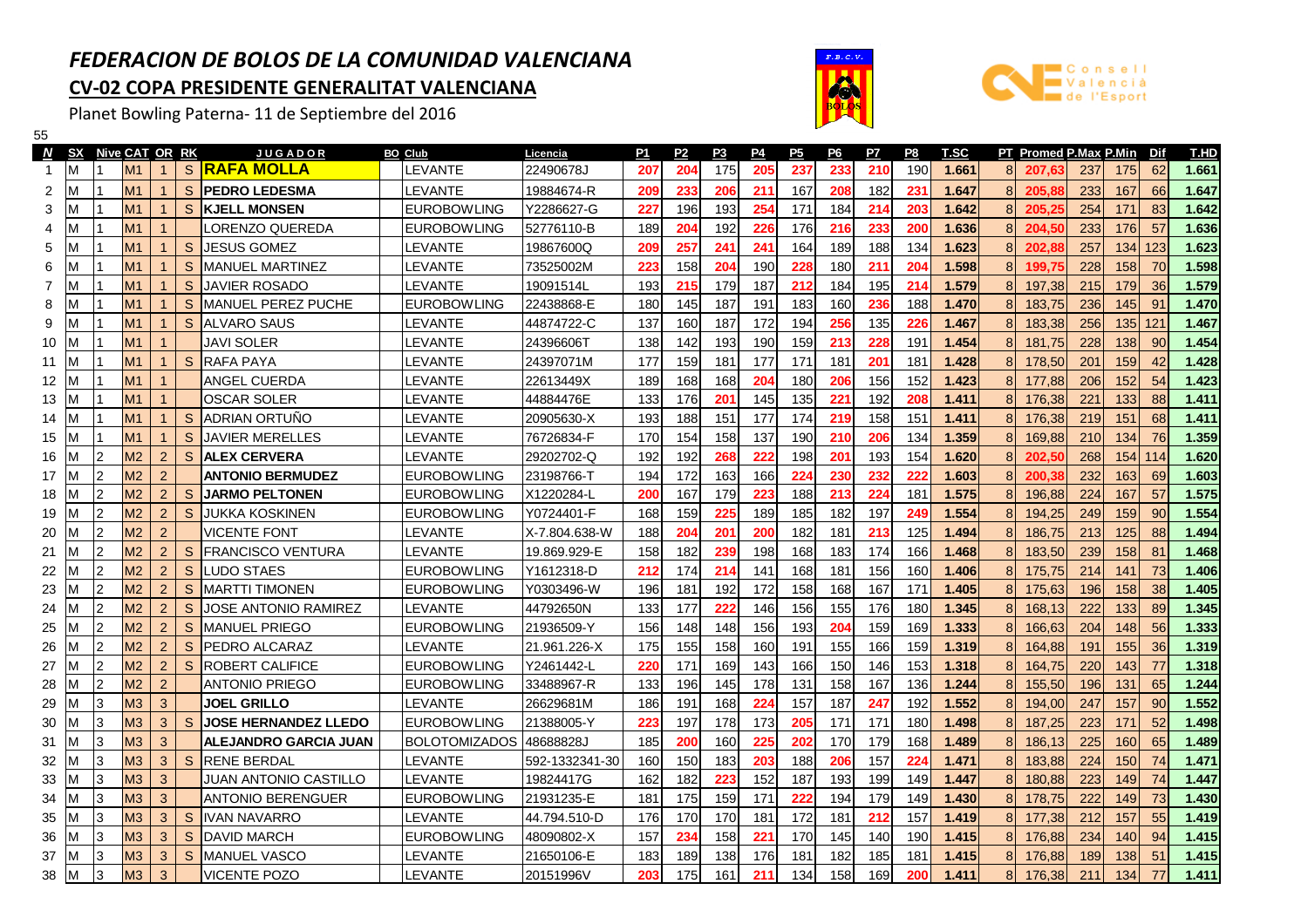# *FEDERACION DE BOLOS DE LA COMUNIDAD VALENCIANA*

## CV-02 COPA PRESIDENTE GENERALITAT VALENCIANA

Planet Bowling Paterna- 11 de Septiembre del 2016

55

| N | SX | Nive | CAT | OR | RK | JUGADOR | BO | Club | Licencia | P1 | P2 | P3 | P4 | P5 | P6 | P7 | P8 | T.SC | PT | Promed | P.Max | P.Min | Dif | T.HD |
|---|---|---|---|---|---|---|---|---|---|---|---|---|---|---|---|---|---|---|---|---|---|---|---|---|
| 1 | M | 1 | M1 | 1 | S | **RAFA MOLLA** | | LEVANTE | 22490678J | 207 | 204 | 175 | 205 | 237 | 233 | 210 | 190 | 1.661 | 8 | 207,63 | 237 | 175 | 62 | 1.661 |
| 2 | M | 1 | M1 | 1 | S | **PEDRO LEDESMA** | | LEVANTE | 19884674-R | 209 | 233 | 206 | 211 | 167 | 208 | 182 | 231 | 1.647 | 8 | 205,88 | 233 | 167 | 66 | 1.647 |
| 3 | M | 1 | M1 | 1 | S | **KJELL MONSEN** | | EUROBOWLING | Y2286627-G | 227 | 196 | 193 | 254 | 171 | 184 | 214 | 203 | 1.642 | 8 | 205,25 | 254 | 171 | 83 | 1.642 |
| 4 | M | 1 | M1 | 1 | | LORENZO QUEREDA | | EUROBOWLING | 52776110-B | 189 | 204 | 192 | 226 | 176 | 216 | 233 | 200 | 1.636 | 8 | 204,50 | 233 | 176 | 57 | 1.636 |
| 5 | M | 1 | M1 | 1 | S | JESUS GOMEZ | | LEVANTE | 19867600Q | 209 | 257 | 241 | 241 | 164 | 189 | 188 | 134 | 1.623 | 8 | 202,88 | 257 | 134 | 123 | 1.623 |
| 6 | M | 1 | M1 | 1 | S | MANUEL MARTINEZ | | LEVANTE | 73525002M | 223 | 158 | 204 | 190 | 228 | 180 | 211 | 204 | 1.598 | 8 | 199,75 | 228 | 158 | 70 | 1.598 |
| 7 | M | 1 | M1 | 1 | S | JAVIER ROSADO | | LEVANTE | 19091514L | 193 | 215 | 179 | 187 | 212 | 184 | 195 | 214 | 1.579 | 8 | 197,38 | 215 | 179 | 36 | 1.579 |
| 8 | M | 1 | M1 | 1 | S | MANUEL PEREZ PUCHE | | EUROBOWLING | 22438868-E | 180 | 145 | 187 | 191 | 183 | 160 | 236 | 188 | 1.470 | 8 | 183,75 | 236 | 145 | 91 | 1.470 |
| 9 | M | 1 | M1 | 1 | S | ALVARO SAUS | | LEVANTE | 44874722-C | 137 | 160 | 187 | 172 | 194 | 256 | 135 | 226 | 1.467 | 8 | 183,38 | 256 | 135 | 121 | 1.467 |
| 10 | M | 1 | M1 | 1 | | JAVI SOLER | | LEVANTE | 24396606T | 138 | 142 | 193 | 190 | 159 | 213 | 228 | 191 | 1.454 | 8 | 181,75 | 228 | 138 | 90 | 1.454 |
| 11 | M | 1 | M1 | 1 | S | RAFA PAYA | | LEVANTE | 24397071M | 177 | 159 | 181 | 177 | 171 | 181 | 201 | 181 | 1.428 | 8 | 178,50 | 201 | 159 | 42 | 1.428 |
| 12 | M | 1 | M1 | 1 | | ANGEL CUERDA | | LEVANTE | 22613449X | 189 | 168 | 168 | 204 | 180 | 206 | 156 | 152 | 1.423 | 8 | 177,88 | 206 | 152 | 54 | 1.423 |
| 13 | M | 1 | M1 | 1 | | OSCAR SOLER | | LEVANTE | 44884476E | 133 | 176 | 201 | 145 | 135 | 221 | 192 | 208 | 1.411 | 8 | 176,38 | 221 | 133 | 88 | 1.411 |
| 14 | M | 1 | M1 | 1 | S | ADRIAN ORTUÑO | | LEVANTE | 20905630-X | 193 | 188 | 151 | 177 | 174 | 219 | 158 | 151 | 1.411 | 8 | 176,38 | 219 | 151 | 68 | 1.411 |
| 15 | M | 1 | M1 | 1 | S | JAVIER MERELLES | | LEVANTE | 76726834-F | 170 | 154 | 158 | 137 | 190 | 210 | 206 | 134 | 1.359 | 8 | 169,88 | 210 | 134 | 76 | 1.359 |
| 16 | M | 2 | M2 | 2 | S | **ALEX CERVERA** | | LEVANTE | 29202702-Q | 192 | 192 | 268 | 222 | 198 | 201 | 193 | 154 | 1.620 | 8 | 202,50 | 268 | 154 | 114 | 1.620 |
| 17 | M | 2 | M2 | 2 | | **ANTONIO BERMUDEZ** | | EUROBOWLING | 23198766-T | 194 | 172 | 163 | 166 | 224 | 230 | 232 | 222 | 1.603 | 8 | 200,38 | 232 | 163 | 69 | 1.603 |
| 18 | M | 2 | M2 | 2 | S | **JARMO PELTONEN** | | EUROBOWLING | X1220284-L | 200 | 167 | 179 | 223 | 188 | 213 | 224 | 181 | 1.575 | 8 | 196,88 | 224 | 167 | 57 | 1.575 |
| 19 | M | 2 | M2 | 2 | S | JUKKA KOSKINEN | | EUROBOWLING | Y0724401-F | 168 | 159 | 225 | 189 | 185 | 182 | 197 | 249 | 1.554 | 8 | 194,25 | 249 | 159 | 90 | 1.554 |
| 20 | M | 2 | M2 | 2 | | VICENTE FONT | | LEVANTE | X-7.804.638-W | 188 | 204 | 201 | 200 | 182 | 181 | 213 | 125 | 1.494 | 8 | 186,75 | 213 | 125 | 88 | 1.494 |
| 21 | M | 2 | M2 | 2 | S | FRANCISCO VENTURA | | LEVANTE | 19.869.929-E | 158 | 182 | 239 | 198 | 168 | 183 | 174 | 166 | 1.468 | 8 | 183,50 | 239 | 158 | 81 | 1.468 |
| 22 | M | 2 | M2 | 2 | S | LUDO STAES | | EUROBOWLING | Y1612318-D | 212 | 174 | 214 | 141 | 168 | 181 | 156 | 160 | 1.406 | 8 | 175,75 | 214 | 141 | 73 | 1.406 |
| 23 | M | 2 | M2 | 2 | S | MARTTI TIMONEN | | EUROBOWLING | Y0303496-W | 196 | 181 | 192 | 172 | 158 | 168 | 167 | 171 | 1.405 | 8 | 175,63 | 196 | 158 | 38 | 1.405 |
| 24 | M | 2 | M2 | 2 | S | JOSE ANTONIO RAMIREZ | | LEVANTE | 44792650N | 133 | 177 | 222 | 146 | 156 | 155 | 176 | 180 | 1.345 | 8 | 168,13 | 222 | 133 | 89 | 1.345 |
| 25 | M | 2 | M2 | 2 | S | MANUEL PRIEGO | | EUROBOWLING | 21936509-Y | 156 | 148 | 148 | 156 | 193 | 204 | 159 | 169 | 1.333 | 8 | 166,63 | 204 | 148 | 56 | 1.333 |
| 26 | M | 2 | M2 | 2 | S | PEDRO ALCARAZ | | LEVANTE | 21.961.226-X | 175 | 155 | 158 | 160 | 191 | 155 | 166 | 159 | 1.319 | 8 | 164,88 | 191 | 155 | 36 | 1.319 |
| 27 | M | 2 | M2 | 2 | S | ROBERT CALIFICE | | EUROBOWLING | Y2461442-L | 220 | 171 | 169 | 143 | 166 | 150 | 146 | 153 | 1.318 | 8 | 164,75 | 220 | 143 | 77 | 1.318 |
| 28 | M | 2 | M2 | 2 | | ANTONIO PRIEGO | | EUROBOWLING | 33488967-R | 133 | 196 | 145 | 178 | 131 | 158 | 167 | 136 | 1.244 | 8 | 155,50 | 196 | 131 | 65 | 1.244 |
| 29 | M | 3 | M3 | 3 | | **JOEL GRILLO** | | LEVANTE | 26629681M | 186 | 191 | 168 | 224 | 157 | 187 | 247 | 192 | 1.552 | 8 | 194,00 | 247 | 157 | 90 | 1.552 |
| 30 | M | 3 | M3 | 3 | S | **JOSE HERNANDEZ LLEDO** | | EUROBOWLING | 21388005-Y | 223 | 197 | 178 | 173 | 205 | 171 | 171 | 180 | 1.498 | 8 | 187,25 | 223 | 171 | 52 | 1.498 |
| 31 | M | 3 | M3 | 3 | | **ALEJANDRO GARCIA JUAN** | | BOLOTOMIZADOS | 48688828J | 185 | 200 | 160 | 225 | 202 | 170 | 179 | 168 | 1.489 | 8 | 186,13 | 225 | 160 | 65 | 1.489 |
| 32 | M | 3 | M3 | 3 | S | RENE BERDAL | | LEVANTE | 592-1332341-30 | 160 | 150 | 183 | 203 | 188 | 206 | 157 | 224 | 1.471 | 8 | 183,88 | 224 | 150 | 74 | 1.471 |
| 33 | M | 3 | M3 | 3 | | JUAN ANTONIO CASTILLO | | LEVANTE | 19824417G | 162 | 182 | 223 | 152 | 187 | 193 | 199 | 149 | 1.447 | 8 | 180,88 | 223 | 149 | 74 | 1.447 |
| 34 | M | 3 | M3 | 3 | | ANTONIO BERENGUER | | EUROBOWLING | 21931235-E | 181 | 175 | 159 | 171 | 222 | 194 | 179 | 149 | 1.430 | 8 | 178,75 | 222 | 149 | 73 | 1.430 |
| 35 | M | 3 | M3 | 3 | S | IVAN NAVARRO | | LEVANTE | 44.794.510-D | 176 | 170 | 170 | 181 | 172 | 181 | 212 | 157 | 1.419 | 8 | 177,38 | 212 | 157 | 55 | 1.419 |
| 36 | M | 3 | M3 | 3 | S | DAVID MARCH | | EUROBOWLING | 48090802-X | 157 | 234 | 158 | 221 | 170 | 145 | 140 | 190 | 1.415 | 8 | 176,88 | 234 | 140 | 94 | 1.415 |
| 37 | M | 3 | M3 | 3 | S | MANUEL VASCO | | LEVANTE | 21650106-E | 183 | 189 | 138 | 176 | 181 | 182 | 185 | 181 | 1.415 | 8 | 176,88 | 189 | 138 | 51 | 1.415 |
| 38 | M | 3 | M3 | 3 | | VICENTE POZO | | LEVANTE | 20151996V | 203 | 175 | 161 | 211 | 134 | 158 | 169 | 200 | 1.411 | 8 | 176,38 | 211 | 134 | 77 | 1.411 |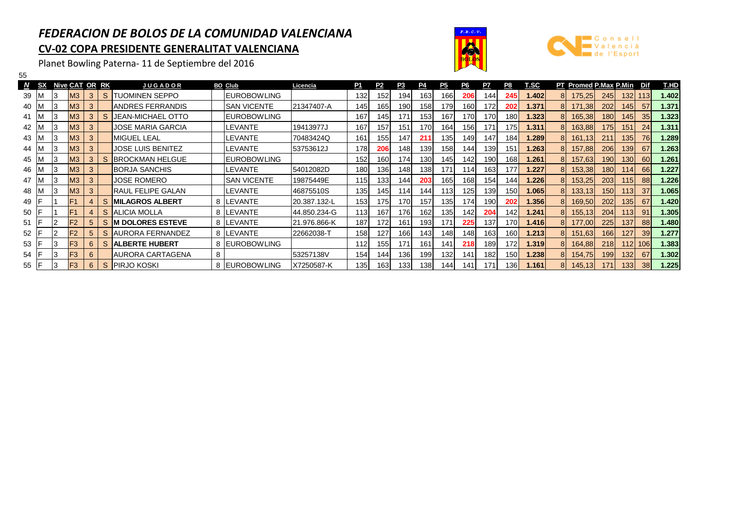# *FEDERACION DE BOLOS DE LA COMUNIDAD VALENCIANA*

## CV-02 COPA PRESIDENTE GENERALITAT VALENCIANA

Planet Bowling Paterna- 11 de Septiembre del 2016

55

| N | SX | Nive | CAT | OR | RK | JUGADOR | BO | Club | Licencia | P1 | P2 | P3 | P4 | P5 | P6 | P7 | P8 | T.SC | PT | Promed | P.Max | P.Min | Dif | T.HD |
|---|---|---|---|---|---|---|---|---|---|---|---|---|---|---|---|---|---|---|---|---|---|---|---|---|
| 39 | M | 3 | M3 | 3 | S | TUOMINEN SEPPO | | EUROBOWLING | | 132 | 152 | 194 | 163 | 166 | 206 | 144 | 245 | 1.402 | 8 | 175,25 | 245 | 132 | 113 | 1.402 |
| 40 | M | 3 | M3 | 3 | | ANDRES FERRANDIS | | SAN VICENTE | 21347407-A | 145 | 165 | 190 | 158 | 179 | 160 | 172 | 202 | 1.371 | 8 | 171,38 | 202 | 145 | 57 | 1.371 |
| 41 | M | 3 | M3 | 3 | S | JEAN-MICHAEL OTTO | | EUROBOWLING | | 167 | 145 | 171 | 153 | 167 | 170 | 170 | 180 | 1.323 | 8 | 165,38 | 180 | 145 | 35 | 1.323 |
| 42 | M | 3 | M3 | 3 | | JOSE MARIA GARCIA | | LEVANTE | 19413977J | 167 | 157 | 151 | 170 | 164 | 156 | 171 | 175 | 1.311 | 8 | 163,88 | 175 | 151 | 24 | 1.311 |
| 43 | M | 3 | M3 | 3 | | MIGUEL LEAL | | LEVANTE | 70483424Q | 161 | 155 | 147 | 211 | 135 | 149 | 147 | 184 | 1.289 | 8 | 161,13 | 211 | 135 | 76 | 1.289 |
| 44 | M | 3 | M3 | 3 | | JOSE LUIS BENITEZ | | LEVANTE | 53753612J | 178 | 206 | 148 | 139 | 158 | 144 | 139 | 151 | 1.263 | 8 | 157,88 | 206 | 139 | 67 | 1.263 |
| 45 | M | 3 | M3 | 3 | S | BROCKMAN HELGUE | | EUROBOWLING | | 152 | 160 | 174 | 130 | 145 | 142 | 190 | 168 | 1.261 | 8 | 157,63 | 190 | 130 | 60 | 1.261 |
| 46 | M | 3 | M3 | 3 | | BORJA SANCHIS | | LEVANTE | 54012082D | 180 | 136 | 148 | 138 | 171 | 114 | 163 | 177 | 1.227 | 8 | 153,38 | 180 | 114 | 66 | 1.227 |
| 47 | M | 3 | M3 | 3 | | JOSE ROMERO | | SAN VICENTE | 19875449E | 115 | 133 | 144 | 203 | 165 | 168 | 154 | 144 | 1.226 | 8 | 153,25 | 203 | 115 | 88 | 1.226 |
| 48 | M | 3 | M3 | 3 | | RAUL FELIPE GALAN | | LEVANTE | 46875510S | 135 | 145 | 114 | 144 | 113 | 125 | 139 | 150 | 1.065 | 8 | 133,13 | 150 | 113 | 37 | 1.065 |
| 49 | F | 1 | F1 | 4 | S | **MILAGROS ALBERT** | 8 | LEVANTE | 20.387.132-L | 153 | 175 | 170 | 157 | 135 | 174 | 190 | 202 | 1.356 | 8 | 169,50 | 202 | 135 | 67 | 1.420 |
| 50 | F | 1 | F1 | 4 | S | ALICIA MOLLA | 8 | LEVANTE | 44.850.234-G | 113 | 167 | 176 | 162 | 135 | 142 | 204 | 142 | 1.241 | 8 | 155,13 | 204 | 113 | 91 | 1.305 |
| 51 | F | 2 | F2 | 5 | S | **M DOLORES ESTEVE** | 8 | LEVANTE | 21.976.866-K | 187 | 172 | 161 | 193 | 171 | 225 | 137 | 170 | 1.416 | 8 | 177,00 | 225 | 137 | 88 | 1.480 |
| 52 | F | 2 | F2 | 5 | S | AURORA FERNANDEZ | 8 | LEVANTE | 22662038-T | 158 | 127 | 166 | 143 | 148 | 148 | 163 | 160 | 1.213 | 8 | 151,63 | 166 | 127 | 39 | 1.277 |
| 53 | F | 3 | F3 | 6 | S | **ALBERTE HUBERT** | 8 | EUROBOWLING | | 112 | 155 | 171 | 161 | 141 | 218 | 189 | 172 | 1.319 | 8 | 164,88 | 218 | 112 | 106 | 1.383 |
| 54 | F | 3 | F3 | 6 | | AURORA CARTAGENA | 8 | | 53257138V | 154 | 144 | 136 | 199 | 132 | 141 | 182 | 150 | 1.238 | 8 | 154,75 | 199 | 132 | 67 | 1.302 |
| 55 | F | 3 | F3 | 6 | S | PIRJO KOSKI | 8 | EUROBOWLING | X7250587-K | 135 | 163 | 133 | 138 | 144 | 141 | 171 | 136 | 1.161 | 8 | 145,13 | 171 | 133 | 38 | 1.225 |